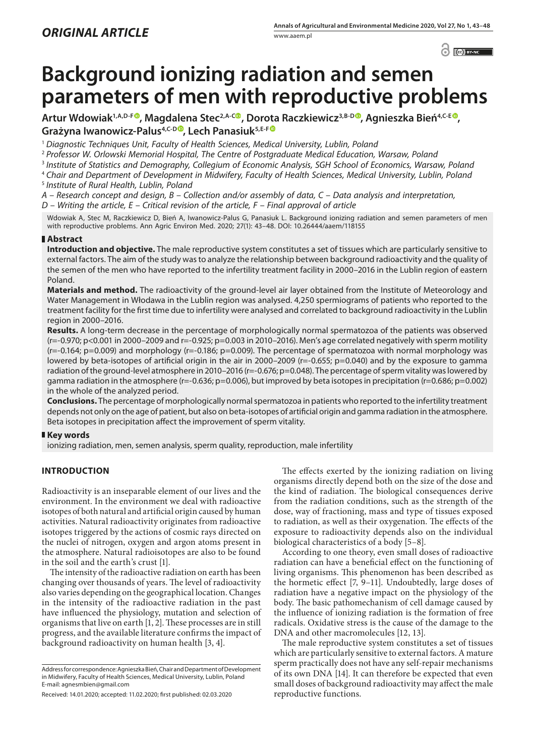*ORIGINAL ARTICLE*

# Background ionizing radiation and semen parameters of men with reproductive problems

**Artur Wdowiak[1,A,D-F], Magdalena Stec[2,A-C], Dorota Raczkiewicz[3,B-D], Agnieszka Bień[4,C-E], Grażyna Iwanowicz-Palus[4,C-D], Lech Panasiuk[5,E-F]**

[1] *Diagnostic Techniques Unit, Faculty of Health Sciences, Medical University, Lublin, Poland*
[2] *Professor W. Orlowski Memorial Hospital, The Centre of Postgraduate Medical Education, Warsaw, Poland*
[3] *Institute of Statistics and Demography, Collegium of Economic Analysis, SGH School of Economics, Warsaw, Poland*
[4] *Chair and Department of Development in Midwifery, Faculty of Health Sciences, Medical University, Lublin, Poland*
[5] *Institute of Rural Health, Lublin, Poland*

*A – Research concept and design, B – Collection and/or assembly of data, C – Data analysis and interpretation, D – Writing the article, E – Critical revision of the article, F – Final approval of article*

Wdowiak A, Stec M, Raczkiewicz D, Bień A, Iwanowicz-Palus G, Panasiuk L. Background ionizing radiation and semen parameters of men with reproductive problems. Ann Agric Environ Med. 2020; 27(1): 43–48. DOI: 10.26444/aaem/118155

## Abstract

**Introduction and objective.** The male reproductive system constitutes a set of tissues which are particularly sensitive to external factors. The aim of the study was to analyze the relationship between background radioactivity and the quality of the semen of the men who have reported to the infertility treatment facility in 2000–2016 in the Lublin region of eastern Poland.

**Materials and method.** The radioactivity of the ground-level air layer obtained from the Institute of Meteorology and Water Management in Włodawa in the Lublin region was analysed. 4,250 spermiograms of patients who reported to the treatment facility for the first time due to infertility were analysed and correlated to background radioactivity in the Lublin region in 2000–2016.

**Results.** A long-term decrease in the percentage of morphologically normal spermatozoa of the patients was observed ($r=-0.970$; $p<0.001$ in 2000–2009 and $r=-0.925$; $p=0.003$ in 2010–2016). Men's age correlated negatively with sperm motility ($r=-0.164$; $p=0.009$) and morphology ($r=-0.186$; $p=0.009$). The percentage of spermatozoa with normal morphology was lowered by beta-isotopes of artificial origin in the air in 2000–2009 ($r=-0.655$; $p=0.040$) and by the exposure to gamma radiation of the ground-level atmosphere in 2010–2016 ($r=-0.676$; $p=0.048$). The percentage of sperm vitality was lowered by gamma radiation in the atmosphere ($r=-0.636$; $p=0.006$), but improved by beta isotopes in precipitation ($r=0.686$; $p=0.002$) in the whole of the analyzed period.

**Conclusions.** The percentage of morphologically normal spermatozoa in patients who reported to the infertility treatment depends not only on the age of patient, but also on beta-isotopes of artificial origin and gamma radiation in the atmosphere. Beta isotopes in precipitation affect the improvement of sperm vitality.

## Key words

ionizing radiation, men, semen analysis, sperm quality, reproduction, male infertility

## INTRODUCTION

Radioactivity is an inseparable element of our lives and the environment. In the environment we deal with radioactive isotopes of both natural and artificial origin caused by human activities. Natural radioactivity originates from radioactive isotopes triggered by the actions of cosmic rays directed on the nuclei of nitrogen, oxygen and argon atoms present in the atmosphere. Natural radioisotopes are also to be found in the soil and the earth's crust [1].

The intensity of the radioactive radiation on earth has been changing over thousands of years. The level of radioactivity also varies depending on the geographical location. Changes in the intensity of the radioactive radiation in the past have influenced the physiology, mutation and selection of organisms that live on earth [1, 2]. These processes are in still progress, and the available literature confirms the impact of background radioactivity on human health [3, 4].

The effects exerted by the ionizing radiation on living organisms directly depend both on the size of the dose and the kind of radiation. The biological consequences derive from the radiation conditions, such as the strength of the dose, way of fractioning, mass and type of tissues exposed to radiation, as well as their oxygenation. The effects of the exposure to radioactivity depends also on the individual biological characteristics of a body [5–8].

According to one theory, even small doses of radioactive radiation can have a beneficial effect on the functioning of living organisms. This phenomenon has been described as the hormetic effect [7, 9–11]. Undoubtedly, large doses of radiation have a negative impact on the physiology of the body. The basic pathomechanism of cell damage caused by the influence of ionizing radiation is the formation of free radicals. Oxidative stress is the cause of the damage to the DNA and other macromolecules [12, 13].

The male reproductive system constitutes a set of tissues which are particularly sensitive to external factors. A mature sperm practically does not have any self-repair mechanisms of its own DNA [14]. It can therefore be expected that even small doses of background radioactivity may affect the male reproductive functions.

Address for correspondence: Agnieszka Bień, Chair and Department of Development in Midwifery, Faculty of Health Sciences, Medical University, Lublin, Poland
E-mail: agnesmbien@gmail.com

Received: 14.01.2020; accepted: 11.02.2020; first published: 02.03.2020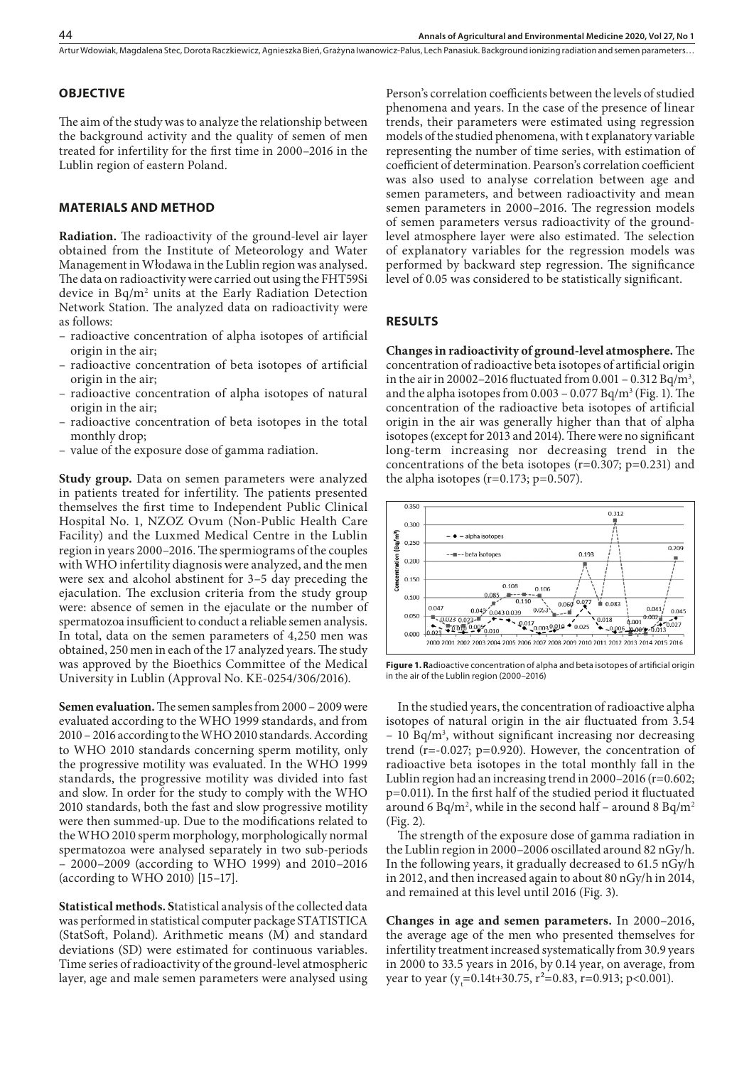## OBJECTIVE

The aim of the study was to analyze the relationship between the background activity and the quality of semen of men treated for infertility for the first time in 2000–2016 in the Lublin region of eastern Poland.

## MATERIALS AND METHOD

**Radiation.** The radioactivity of the ground-level air layer obtained from the Institute of Meteorology and Water Management in Włodawa in the Lublin region was analysed. The data on radioactivity were carried out using the FHT59Si device in Bq/m$^2$ units at the Early Radiation Detection Network Station. The analyzed data on radioactivity were as follows:

- radioactive concentration of alpha isotopes of artificial origin in the air;
- radioactive concentration of beta isotopes of artificial origin in the air;
- radioactive concentration of alpha isotopes of natural origin in the air;
- radioactive concentration of beta isotopes in the total monthly drop;
- value of the exposure dose of gamma radiation.

**Study group.** Data on semen parameters were analyzed in patients treated for infertility. The patients presented themselves the first time to Independent Public Clinical Hospital No. 1, NZOZ Ovum (Non-Public Health Care Facility) and the Luxmed Medical Centre in the Lublin region in years 2000–2016. The spermiograms of the couples with WHO infertility diagnosis were analyzed, and the men were sex and alcohol abstinent for 3–5 day preceding the ejaculation. The exclusion criteria from the study group were: absence of semen in the ejaculate or the number of spermatozoa insufficient to conduct a reliable semen analysis. In total, data on the semen parameters of 4,250 men was obtained, 250 men in each of the 17 analyzed years. The study was approved by the Bioethics Committee of the Medical University in Lublin (Approval No. KE-0254/306/2016).

**Semen evaluation.** The semen samples from 2000 – 2009 were evaluated according to the WHO 1999 standards, and from 2010 – 2016 according to the WHO 2010 standards. According to WHO 2010 standards concerning sperm motility, only the progressive motility was evaluated. In the WHO 1999 standards, the progressive motility was divided into fast and slow. In order for the study to comply with the WHO 2010 standards, both the fast and slow progressive motility were then summed-up. Due to the modifications related to the WHO 2010 sperm morphology, morphologically normal spermatozoa were analysed separately in two sub-periods – 2000–2009 (according to WHO 1999) and 2010–2016 (according to WHO 2010) [15–17].

**Statistical methods.** Statistical analysis of the collected data was performed in statistical computer package STATISTICA (StatSoft, Poland). Arithmetic means (M) and standard deviations (SD) were estimated for continuous variables. Time series of radioactivity of the ground-level atmospheric layer, age and male semen parameters were analysed using Person's correlation coefficients between the levels of studied phenomena and years. In the case of the presence of linear trends, their parameters were estimated using regression models of the studied phenomena, with t explanatory variable representing the number of time series, with estimation of coefficient of determination. Pearson's correlation coefficient was also used to analyse correlation between age and semen parameters, and between radioactivity and mean semen parameters in 2000–2016. The regression models of semen parameters versus radioactivity of the ground-level atmosphere layer were also estimated. The selection of explanatory variables for the regression models was performed by backward step regression. The significance level of 0.05 was considered to be statistically significant.

## RESULTS

**Changes in radioactivity of ground-level atmosphere.** The concentration of radioactive beta isotopes of artificial origin in the air in 20002–2016 fluctuated from 0.001 – 0.312 Bq/m$^3$, and the alpha isotopes from 0.003 – 0.077 Bq/m$^3$ (Fig. 1). The concentration of the radioactive beta isotopes of artificial origin in the air was generally higher than that of alpha isotopes (except for 2013 and 2014). There were no significant long-term increasing nor decreasing trend in the concentrations of the beta isotopes ($r=0.307$; $p=0.231$) and the alpha isotopes ($r=0.173$; $p=0.507$).

**Figure 1.** Radioactive concentration of alpha and beta isotopes of artificial origin in the air of the Lublin region (2000–2016)

In the studied years, the concentration of radioactive alpha isotopes of natural origin in the air fluctuated from 3.54 – 10 Bq/m$^3$, without significant increasing nor decreasing trend ($r=-0.027$; $p=0.920$). However, the concentration of radioactive beta isotopes in the total monthly fall in the Lublin region had an increasing trend in 2000–2016 ($r=0.602$; $p=0.011$). In the first half of the studied period it fluctuated around 6 Bq/m$^2$, while in the second half – around 8 Bq/m$^2$ (Fig. 2).

The strength of the exposure dose of gamma radiation in the Lublin region in 2000–2006 oscillated around 82 nGy/h. In the following years, it gradually decreased to 61.5 nGy/h in 2012, and then increased again to about 80 nGy/h in 2014, and remained at this level until 2016 (Fig. 3).

**Changes in age and semen parameters.** In 2000–2016, the average age of the men who presented themselves for infertility treatment increased systematically from 30.9 years in 2000 to 33.5 years in 2016, by 0.14 year, on average, from year to year ($y_t=0.14t+30.75$, $r^2=0.83$, $r=0.913$; $p<0.001$).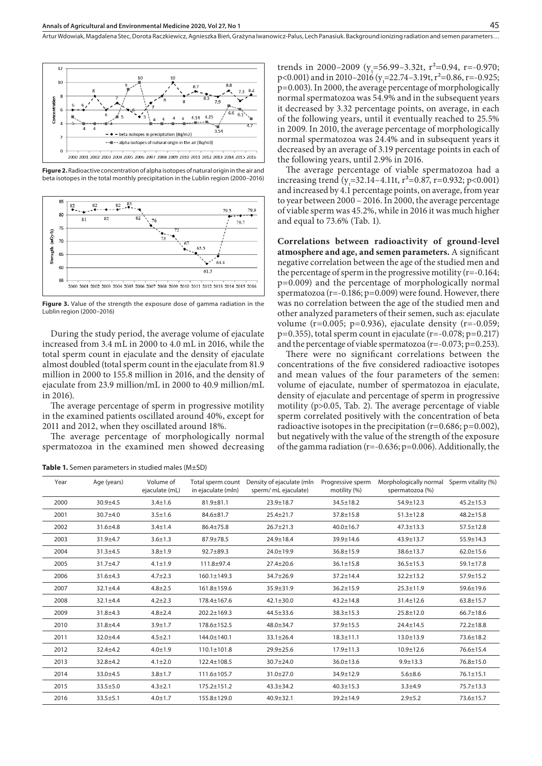Figure 2. Radioactive concentration of alpha isotopes of natural origin in the air and beta isotopes in the total monthly precipitation in the Lublin region (2000–2016)

Figure 3. Value of the strength the exposure dose of gamma radiation in the Lublin region (2000–2016)

During the study period, the average volume of ejaculate increased from 3.4 mL in 2000 to 4.0 mL in 2016, while the total sperm count in ejaculate and the density of ejaculate almost doubled (total sperm count in the ejaculate from 81.9 million in 2000 to 155.8 million in 2016, and the density of ejaculate from 23.9 million/mL in 2000 to 40.9 million/mL in 2016).

The average percentage of sperm in progressive motility in the examined patients oscillated around 40%, except for 2011 and 2012, when they oscillated around 18%.

The average percentage of morphologically normal spermatozoa in the examined men showed decreasing trends in 2000–2009 ($y_t$=56.99–3.32t, $r^2$=0.94, r=-0.970; p<0.001) and in 2010–2016 ($y_t$=22.74–3.19t, $r^2$=0.86, r=-0.925; p=0.003). In 2000, the average percentage of morphologically normal spermatozoa was 54.9% and in the subsequent years it decreased by 3.32 percentage points, on average, in each of the following years, until it eventually reached to 25.5% in 2009. In 2010, the average percentage of morphologically normal spermatozoa was 24.4% and in subsequent years it decreased by an average of 3.19 percentage points in each of the following years, until 2.9% in 2016.

The average percentage of viable spermatozoa had a increasing trend ($y_t$=32.14–4.11t, $r^2$=0.87, r=0.932; p<0.001) and increased by 4.1 percentage points, on average, from year to year between 2000 – 2016. In 2000, the average percentage of viable sperm was 45.2%, while in 2016 it was much higher and equal to 73.6% (Tab. 1).

**Correlations between radioactivity of ground-level atmosphere and age, and semen parameters.** A significant negative correlation between the age of the studied men and the percentage of sperm in the progressive motility (r=-0.164; p=0.009) and the percentage of morphologically normal spermatozoa (r=-0.186; p=0.009) were found. However, there was no correlation between the age of the studied men and other analyzed parameters of their semen, such as: ejaculate volume (r=0.005; p=0.936), ejaculate density (r=-0.059; p=0.355), total sperm count in ejaculate (r=-0.078; p=0.217) and the percentage of viable spermatozoa (r=-0.073; p=0.253).

There were no significant correlations between the concentrations of the five considered radioactive isotopes and mean values of the four parameters of the semen: volume of ejaculate, number of spermatozoa in ejaculate, density of ejaculate and percentage of sperm in progressive motility (p>0.05, Tab. 2). The average percentage of viable sperm correlated positively with the concentration of beta radioactive isotopes in the precipitation (r=0.686; p=0.002), but negatively with the value of the strength of the exposure of the gamma radiation (r=-0.636; p=0.006). Additionally, the

**Table 1.** Semen parameters in studied males (M±SD)

| Year | Age (years) | Volume of ejaculate (mL) | Total sperm count in ejaculate (mln) | Density of ejaculate (mln sperm/ mL ejaculate) | Progressive sperm motility (%) | Morphologically normal spermatozoa (%) | Sperm vitality (%) |
|---|---|---|---|---|---|---|---|
| 2000 | 30.9±4.5 | 3.4±1.6 | 81.9±81.1 | 23.9±18.7 | 34.5±18.2 | 54.9±12.3 | 45.2±15.3 |
| 2001 | 30.7±4.0 | 3.5±1.6 | 84.6±81.7 | 25.4±21.7 | 37.8±15.8 | 51.3±12.8 | 48.2±15.8 |
| 2002 | 31.6±4.8 | 3.4±1.4 | 86.4±75.8 | 26.7±21.3 | 40.0±16.7 | 47.3±13.3 | 57.5±12.8 |
| 2003 | 31.9±4.7 | 3.6±1.3 | 87.9±78.5 | 24.9±18.4 | 39.9±14.6 | 43.9±13.7 | 55.9±14.3 |
| 2004 | 31.3±4.5 | 3.8±1.9 | 92.7±89.3 | 24.0±19.9 | 36.8±15.9 | 38.6±13.7 | 62.0±15.6 |
| 2005 | 31.7±4.7 | 4.1±1.9 | 111.8±97.4 | 27.4±20.6 | 36.1±15.8 | 36.5±15.3 | 59.1±17.8 |
| 2006 | 31.6±4.3 | 4.7±2.3 | 160.1±149.3 | 34.7±26.9 | 37.2±14.4 | 32.2±13.2 | 57.9±15.2 |
| 2007 | 32.1±4.4 | 4.8±2.5 | 161.8±159.6 | 35.9±31.9 | 36.2±15.9 | 25.3±11.9 | 59.6±19.6 |
| 2008 | 32.1±4.4 | 4.2±2.3 | 178.4±167.6 | 42.1±30.0 | 43.2±14.8 | 31.4±12.6 | 63.8±15.7 |
| 2009 | 31.8±4.3 | 4.8±2.4 | 202.2±169.3 | 44.5±33.6 | 38.3±15.3 | 25.8±12.0 | 66.7±18.6 |
| 2010 | 31.8±4.4 | 3.9±1.7 | 178.6±152.5 | 48.0±34.7 | 37.9±15.5 | 24.4±14.5 | 72.2±18.8 |
| 2011 | 32.0±4.4 | 4.5±2.1 | 144.0±140.1 | 33.1±26.4 | 18.3±11.1 | 13.0±13.9 | 73.6±18.2 |
| 2012 | 32.4±4.2 | 4.0±1.9 | 110.1±101.8 | 29.9±25.6 | 17.9±11.3 | 10.9±12.6 | 76.6±15.4 |
| 2013 | 32.8±4.2 | 4.1±2.0 | 122.4±108.5 | 30.7±24.0 | 36.0±13.6 | 9.9±13.3 | 76.8±15.0 |
| 2014 | 33.0±4.5 | 3.8±1.7 | 111.6±105.7 | 31.0±27.0 | 34.9±12.9 | 5.6±8.6 | 76.1±15.1 |
| 2015 | 33.5±5.0 | 4.3±2.1 | 175.2±151.2 | 43.3±34.2 | 40.3±15.3 | 3.3±4.9 | 75.7±13.3 |
| 2016 | 33.5±5.1 | 4.0±1.7 | 155.8±129.0 | 40.9±32.1 | 39.2±14.9 | 2.9±5.2 | 73.6±15.7 |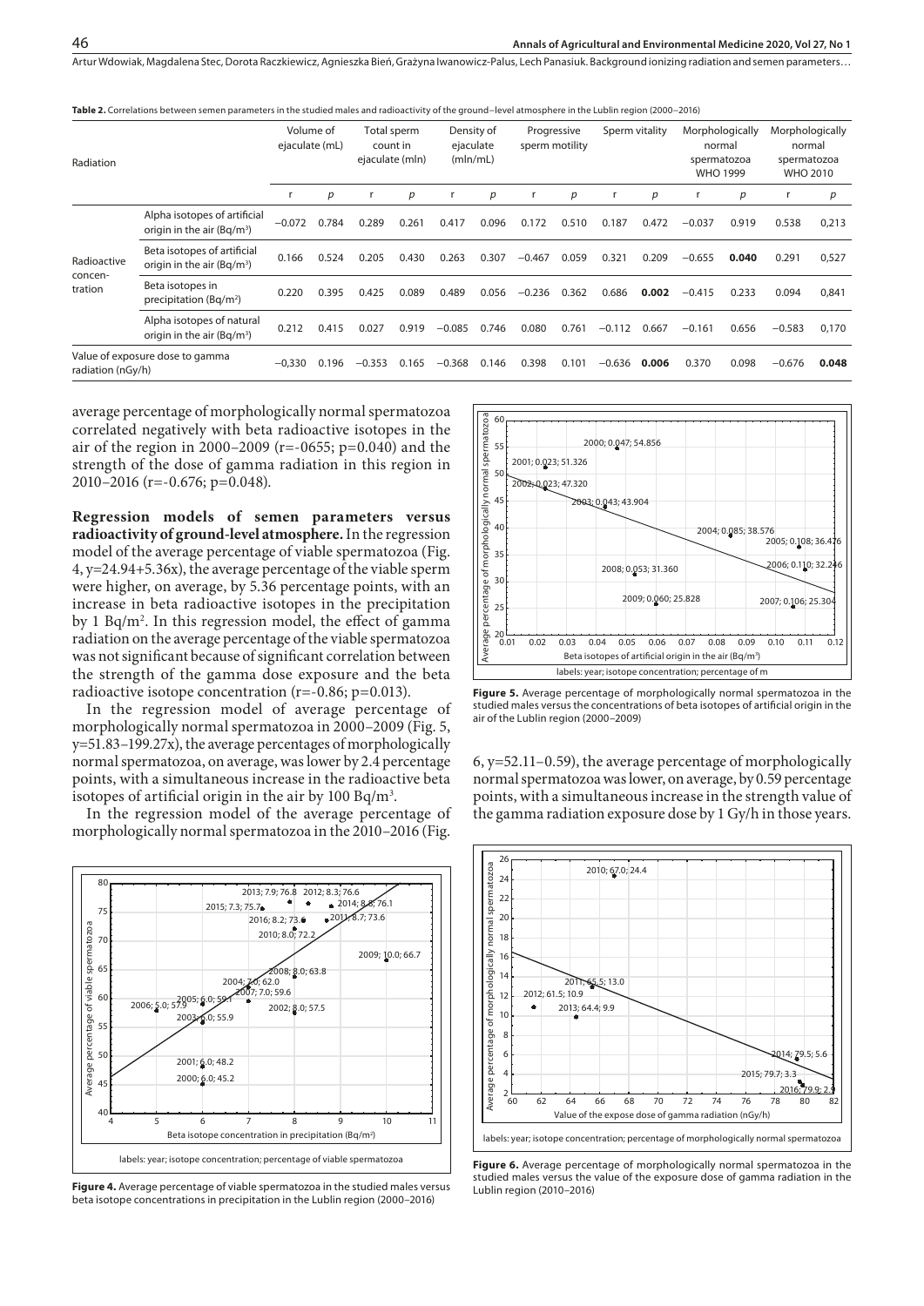**Table 2.** Correlations between semen parameters in the studied males and radioactivity of the ground–level atmosphere in the Lublin region (2000–2016)

| Radiation | | Volume of ejaculate (mL) | | Total sperm count in ejaculate (mln) | | Density of ejaculate (mln/mL) | | Progressive sperm motility | | Sperm vitality | | Morphologically normal spermatozoa WHO 1999 | | Morphologically normal spermatozoa WHO 2010 | |
|---|---|---|---|---|---|---|---|---|---|---|---|---|---|---|---|
| | | r | p | r | p | r | p | r | p | r | p | r | p | r | p |
| Radioactive concen-tration | Alpha isotopes of artificial origin in the air (Bq/m³) | −0.072 | 0.784 | 0.289 | 0.261 | 0.417 | 0.096 | 0.172 | 0.510 | 0.187 | 0.472 | −0.037 | 0.919 | 0.538 | 0,213 |
| | Beta isotopes of artificial origin in the air (Bq/m³) | 0.166 | 0.524 | 0.205 | 0.430 | 0.263 | 0.307 | −0.467 | 0.059 | 0.321 | 0.209 | −0.655 | **0.040** | 0.291 | 0,527 |
| | Beta isotopes in precipitation (Bq/m²) | 0.220 | 0.395 | 0.425 | 0.089 | 0.489 | 0.056 | −0.236 | 0.362 | 0.686 | **0.002** | −0.415 | 0.233 | 0.094 | 0,841 |
| | Alpha isotopes of natural origin in the air (Bq/m³) | 0.212 | 0.415 | 0.027 | 0.919 | −0.085 | 0.746 | 0.080 | 0.761 | −0.112 | 0.667 | −0.161 | 0.656 | −0.583 | 0,170 |
| Value of exposure dose to gamma radiation (nGy/h) | | −0,330 | 0.196 | −0.353 | 0.165 | −0.368 | 0.146 | 0.398 | 0.101 | −0.636 | **0.006** | 0.370 | 0.098 | −0.676 | **0.048** |

average percentage of morphologically normal spermatozoa correlated negatively with beta radioactive isotopes in the air of the region in 2000–2009 (r=-0655; p=0.040) and the strength of the dose of gamma radiation in this region in 2010–2016 (r=-0.676; p=0.048).

**Regression models of semen parameters versus radioactivity of ground-level atmosphere.** In the regression model of the average percentage of viable spermatozoa (Fig. 4, y=24.94+5.36x), the average percentage of the viable sperm were higher, on average, by 5.36 percentage points, with an increase in beta radioactive isotopes in the precipitation by 1 Bq/m². In this regression model, the effect of gamma radiation on the average percentage of the viable spermatozoa was not significant because of significant correlation between the strength of the gamma dose exposure and the beta radioactive isotope concentration (r=-0.86; p=0.013).

In the regression model of average percentage of morphologically normal spermatozoa in 2000–2009 (Fig. 5, y=51.83–199.27x), the average percentages of morphologically normal spermatozoa, on average, was lower by 2.4 percentage points, with a simultaneous increase in the radioactive beta isotopes of artificial origin in the air by 100 Bq/m³.

In the regression model of the average percentage of morphologically normal spermatozoa in the 2010–2016 (Fig. 6, y=52.11–0.59), the average percentage of morphologically normal spermatozoa was lower, on average, by 0.59 percentage points, with a simultaneous increase in the strength value of the gamma radiation exposure dose by 1 Gy/h in those years.

**Figure 4.** Average percentage of viable spermatozoa in the studied males versus beta isotope concentrations in precipitation in the Lublin region (2000–2016)

**Figure 5.** Average percentage of morphologically normal spermatozoa in the studied males versus the concentrations of beta isotopes of artificial origin in the air of the Lublin region (2000–2009)

**Figure 6.** Average percentage of morphologically normal spermatozoa in the studied males versus the value of the exposure dose of gamma radiation in the Lublin region (2010–2016)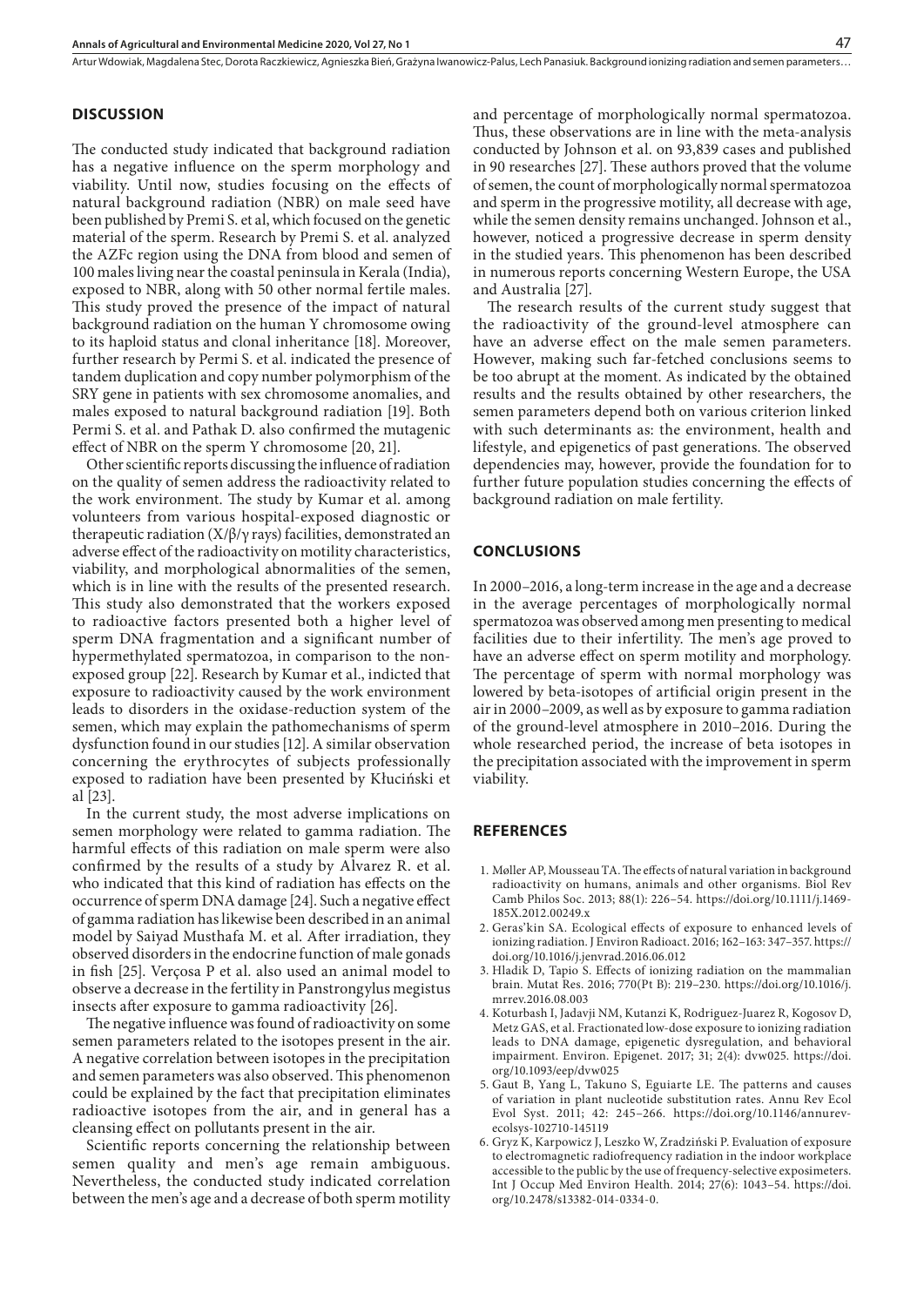## DISCUSSION

The conducted study indicated that background radiation has a negative influence on the sperm morphology and viability. Until now, studies focusing on the effects of natural background radiation (NBR) on male seed have been published by Premi S. et al, which focused on the genetic material of the sperm. Research by Premi S. et al. analyzed the AZFc region using the DNA from blood and semen of 100 males living near the coastal peninsula in Kerala (India), exposed to NBR, along with 50 other normal fertile males. This study proved the presence of the impact of natural background radiation on the human Y chromosome owing to its haploid status and clonal inheritance [18]. Moreover, further research by Permi S. et al. indicated the presence of tandem duplication and copy number polymorphism of the SRY gene in patients with sex chromosome anomalies, and males exposed to natural background radiation [19]. Both Permi S. et al. and Pathak D. also confirmed the mutagenic effect of NBR on the sperm Y chromosome [20, 21].

Other scientific reports discussing the influence of radiation on the quality of semen address the radioactivity related to the work environment. The study by Kumar et al. among volunteers from various hospital-exposed diagnostic or therapeutic radiation (X/β/γ rays) facilities, demonstrated an adverse effect of the radioactivity on motility characteristics, viability, and morphological abnormalities of the semen, which is in line with the results of the presented research. This study also demonstrated that the workers exposed to radioactive factors presented both a higher level of sperm DNA fragmentation and a significant number of hypermethylated spermatozoa, in comparison to the non-exposed group [22]. Research by Kumar et al., indicted that exposure to radioactivity caused by the work environment leads to disorders in the oxidase-reduction system of the semen, which may explain the pathomechanisms of sperm dysfunction found in our studies [12]. A similar observation concerning the erythrocytes of subjects professionally exposed to radiation have been presented by Kłuciński et al [23].

In the current study, the most adverse implications on semen morphology were related to gamma radiation. The harmful effects of this radiation on male sperm were also confirmed by the results of a study by Alvarez R. et al. who indicated that this kind of radiation has effects on the occurrence of sperm DNA damage [24]. Such a negative effect of gamma radiation has likewise been described in an animal model by Saiyad Musthafa M. et al. After irradiation, they observed disorders in the endocrine function of male gonads in fish [25]. Verçosa P et al. also used an animal model to observe a decrease in the fertility in Panstrongylus megistus insects after exposure to gamma radioactivity [26].

The negative influence was found of radioactivity on some semen parameters related to the isotopes present in the air. A negative correlation between isotopes in the precipitation and semen parameters was also observed. This phenomenon could be explained by the fact that precipitation eliminates radioactive isotopes from the air, and in general has a cleansing effect on pollutants present in the air.

Scientific reports concerning the relationship between semen quality and men's age remain ambiguous. Nevertheless, the conducted study indicated correlation between the men's age and a decrease of both sperm motility and percentage of morphologically normal spermatozoa. Thus, these observations are in line with the meta-analysis conducted by Johnson et al. on 93,839 cases and published in 90 researches [27]. These authors proved that the volume of semen, the count of morphologically normal spermatozoa and sperm in the progressive motility, all decrease with age, while the semen density remains unchanged. Johnson et al., however, noticed a progressive decrease in sperm density in the studied years. This phenomenon has been described in numerous reports concerning Western Europe, the USA and Australia [27].

The research results of the current study suggest that the radioactivity of the ground-level atmosphere can have an adverse effect on the male semen parameters. However, making such far-fetched conclusions seems to be too abrupt at the moment. As indicated by the obtained results and the results obtained by other researchers, the semen parameters depend both on various criterion linked with such determinants as: the environment, health and lifestyle, and epigenetics of past generations. The observed dependencies may, however, provide the foundation for to further future population studies concerning the effects of background radiation on male fertility.

## CONCLUSIONS

In 2000–2016, a long-term increase in the age and a decrease in the average percentages of morphologically normal spermatozoa was observed among men presenting to medical facilities due to their infertility. The men's age proved to have an adverse effect on sperm motility and morphology. The percentage of sperm with normal morphology was lowered by beta-isotopes of artificial origin present in the air in 2000–2009, as well as by exposure to gamma radiation of the ground-level atmosphere in 2010–2016. During the whole researched period, the increase of beta isotopes in the precipitation associated with the improvement in sperm viability.

## REFERENCES

1. Møller AP, Mousseau TA. The effects of natural variation in background radioactivity on humans, animals and other organisms. Biol Rev Camb Philos Soc. 2013; 88(1): 226–54. https://doi.org/10.1111/j.1469-185X.2012.00249.x
2. Geras'kin SA. Ecological effects of exposure to enhanced levels of ionizing radiation. J Environ Radioact. 2016; 162–163: 347–357. https://doi.org/10.1016/j.jenvrad.2016.06.012
3. Hladik D, Tapio S. Effects of ionizing radiation on the mammalian brain. Mutat Res. 2016; 770(Pt B): 219–230. https://doi.org/10.1016/j.mrrev.2016.08.003
4. Koturbash I, Jadavji NM, Kutanzi K, Rodriguez-Juarez R, Kogosov D, Metz GAS, et al. Fractionated low-dose exposure to ionizing radiation leads to DNA damage, epigenetic dysregulation, and behavioral impairment. Environ. Epigenet. 2017; 31; 2(4): dvw025. https://doi.org/10.1093/eep/dvw025
5. Gaut B, Yang L, Takuno S, Eguiarte LE. The patterns and causes of variation in plant nucleotide substitution rates. Annu Rev Ecol Evol Syst. 2011; 42: 245–266. https://doi.org/10.1146/annurev-ecolsys-102710-145119
6. Gryz K, Karpowicz J, Leszko W, Zradziński P. Evaluation of exposure to electromagnetic radiofrequency radiation in the indoor workplace accessible to the public by the use of frequency-selective exposimeters. Int J Occup Med Environ Health. 2014; 27(6): 1043–54. https://doi.org/10.2478/s13382-014-0334-0.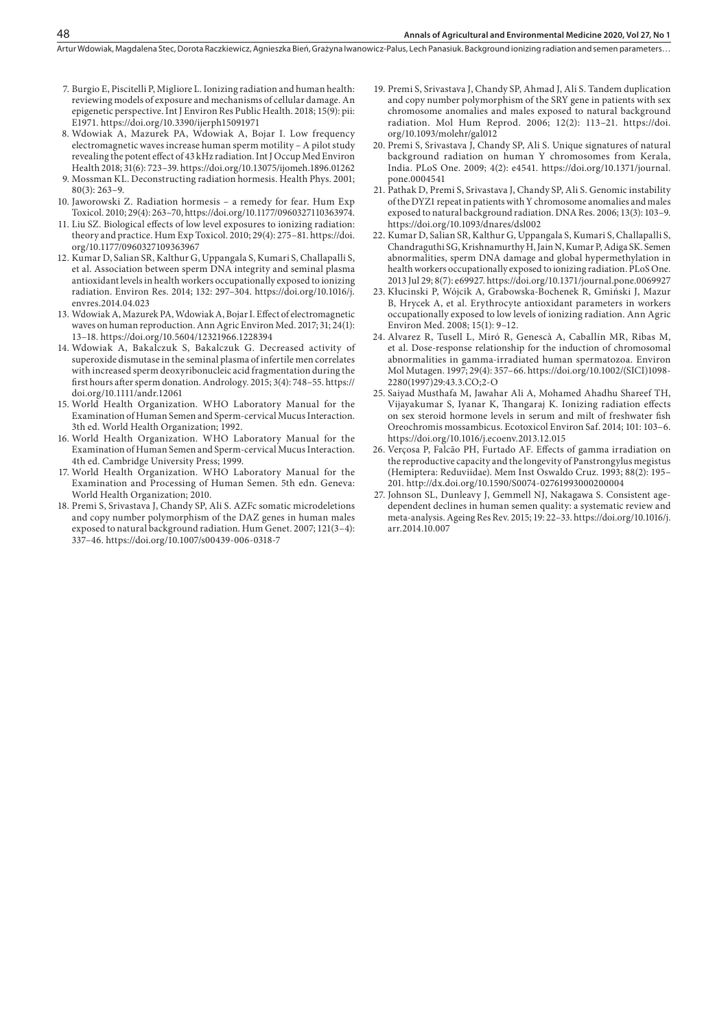7. Burgio E, Piscitelli P, Migliore L. Ionizing radiation and human health: reviewing models of exposure and mechanisms of cellular damage. An epigenetic perspective. Int J Environ Res Public Health. 2018; 15(9): pii: E1971. https://doi.org/10.3390/ijerph15091971
8. Wdowiak A, Mazurek PA, Wdowiak A, Bojar I. Low frequency electromagnetic waves increase human sperm motility – A pilot study revealing the potent effect of 43 kHz radiation. Int J Occup Med Environ Health 2018; 31(6): 723–39. https://doi.org/10.13075/ijomeh.1896.01262
9. Mossman KL. Deconstructing radiation hormesis. Health Phys. 2001; 80(3): 263–9.
10. Jaworowski Z. Radiation hormesis – a remedy for fear. Hum Exp Toxicol. 2010; 29(4): 263–70, https://doi.org/10.1177/0960327110363974.
11. Liu SZ. Biological effects of low level exposures to ionizing radiation: theory and practice. Hum Exp Toxicol. 2010; 29(4): 275–81. https://doi.org/10.1177/0960327109363967
12. Kumar D, Salian SR, Kalthur G, Uppangala S, Kumari S, Challapalli S, et al. Association between sperm DNA integrity and seminal plasma antioxidant levels in health workers occupationally exposed to ionizing radiation. Environ Res. 2014; 132: 297–304. https://doi.org/10.1016/j.envres.2014.04.023
13. Wdowiak A, Mazurek PA, Wdowiak A, Bojar I. Effect of electromagnetic waves on human reproduction. Ann Agric Environ Med. 2017; 31; 24(1): 13–18. https://doi.org/10.5604/12321966.1228394
14. Wdowiak A, Bakalczuk S, Bakalczuk G. Decreased activity of superoxide dismutase in the seminal plasma of infertile men correlates with increased sperm deoxyribonucleic acid fragmentation during the first hours after sperm donation. Andrology. 2015; 3(4): 748–55. https://doi.org/10.1111/andr.12061
15. World Health Organization. WHO Laboratory Manual for the Examination of Human Semen and Sperm-cervical Mucus Interaction. 3th ed. World Health Organization; 1992.
16. World Health Organization. WHO Laboratory Manual for the Examination of Human Semen and Sperm-cervical Mucus Interaction. 4th ed. Cambridge University Press; 1999.
17. World Health Organization. WHO Laboratory Manual for the Examination and Processing of Human Semen. 5th edn. Geneva: World Health Organization; 2010.
18. Premi S, Srivastava J, Chandy SP, Ali S. AZFc somatic microdeletions and copy number polymorphism of the DAZ genes in human males exposed to natural background radiation. Hum Genet. 2007; 121(3–4): 337–46. https://doi.org/10.1007/s00439-006-0318-7
19. Premi S, Srivastava J, Chandy SP, Ahmad J, Ali S. Tandem duplication and copy number polymorphism of the SRY gene in patients with sex chromosome anomalies and males exposed to natural background radiation. Mol Hum Reprod. 2006; 12(2): 113–21. https://doi.org/10.1093/molehr/gal012
20. Premi S, Srivastava J, Chandy SP, Ali S. Unique signatures of natural background radiation on human Y chromosomes from Kerala, India. PLoS One. 2009; 4(2): e4541. https://doi.org/10.1371/journal.pone.0004541
21. Pathak D, Premi S, Srivastava J, Chandy SP, Ali S. Genomic instability of the DYZ1 repeat in patients with Y chromosome anomalies and males exposed to natural background radiation. DNA Res. 2006; 13(3): 103–9. https://doi.org/10.1093/dnares/dsl002
22. Kumar D, Salian SR, Kalthur G, Uppangala S, Kumari S, Challapalli S, Chandraguthi SG, Krishnamurthy H, Jain N, Kumar P, Adiga SK. Semen abnormalities, sperm DNA damage and global hypermethylation in health workers occupationally exposed to ionizing radiation. PLoS One. 2013 Jul 29; 8(7): e69927. https://doi.org/10.1371/journal.pone.0069927
23. Kłucinski P, Wójcik A, Grabowska-Bochenek R, Gmiński J, Mazur B, Hrycek A, et al. Erythrocyte antioxidant parameters in workers occupationally exposed to low levels of ionizing radiation. Ann Agric Environ Med. 2008; 15(1): 9–12.
24. Alvarez R, Tusell L, Miró R, Genescà A, Caballín MR, Ribas M, et al. Dose-response relationship for the induction of chromosomal abnormalities in gamma-irradiated human spermatozoa. Environ Mol Mutagen. 1997; 29(4): 357–66. https://doi.org/10.1002/(SICI)1098-2280(1997)29:43.3.CO;2-O
25. Saiyad Musthafa M, Jawahar Ali A, Mohamed Ahadhu Shareef TH, Vijayakumar S, Iyanar K, Thangaraj K. Ionizing radiation effects on sex steroid hormone levels in serum and milt of freshwater fish Oreochromis mossambicus. Ecotoxicol Environ Saf. 2014; 101: 103–6. https://doi.org/10.1016/j.ecoenv.2013.12.015
26. Verçosa P, Falcão PH, Furtado AF. Effects of gamma irradiation on the reproductive capacity and the longevity of Panstrongylus megistus (Hemiptera: Reduviidae). Mem Inst Oswaldo Cruz. 1993; 88(2): 195–201. http://dx.doi.org/10.1590/S0074-02761993000200004
27. Johnson SL, Dunleavy J, Gemmell NJ, Nakagawa S. Consistent age-dependent declines in human semen quality: a systematic review and meta-analysis. Ageing Res Rev. 2015; 19: 22–33. https://doi.org/10.1016/j.arr.2014.10.007